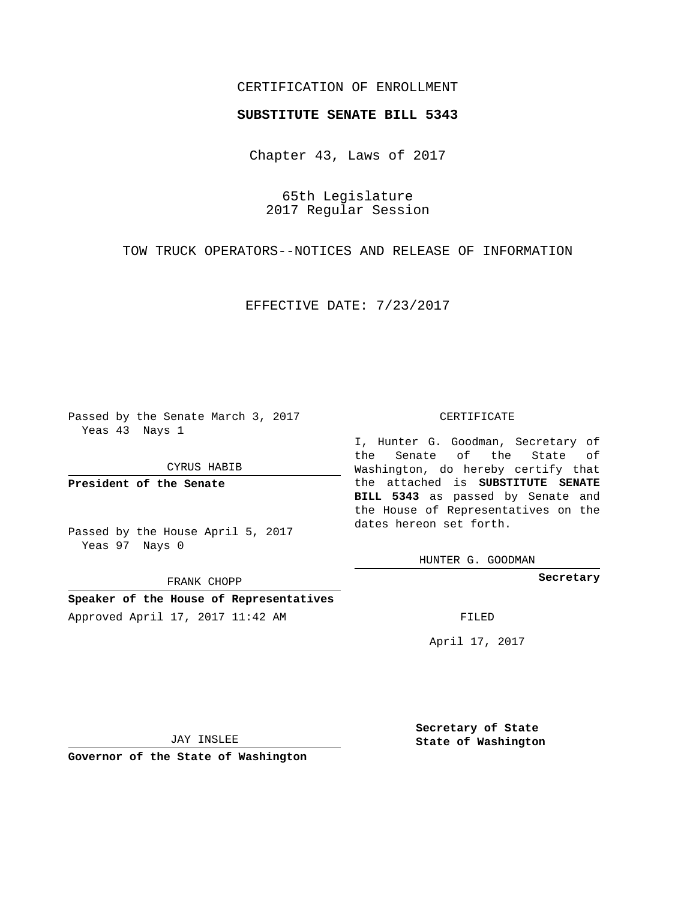CERTIFICATION OF ENROLLMENT

**SUBSTITUTE SENATE BILL 5343**

Chapter 43, Laws of 2017

65th Legislature
2017 Regular Session

TOW TRUCK OPERATORS--NOTICES AND RELEASE OF INFORMATION

EFFECTIVE DATE: 7/23/2017

Passed by the Senate March 3, 2017
Yeas 43 Nays 1

CYRUS HABIB

**President of the Senate**

Passed by the House April 5, 2017
Yeas 97 Nays 0

FRANK CHOPP

**Speaker of the House of Representatives**

Approved April 17, 2017 11:42 AM

JAY INSLEE

**Governor of the State of Washington**

CERTIFICATE

I, Hunter G. Goodman, Secretary of the Senate of the State of Washington, do hereby certify that the attached is **SUBSTITUTE SENATE BILL 5343** as passed by Senate and the House of Representatives on the dates hereon set forth.

HUNTER G. GOODMAN

**Secretary**

FILED

April 17, 2017

**Secretary of State**
**State of Washington**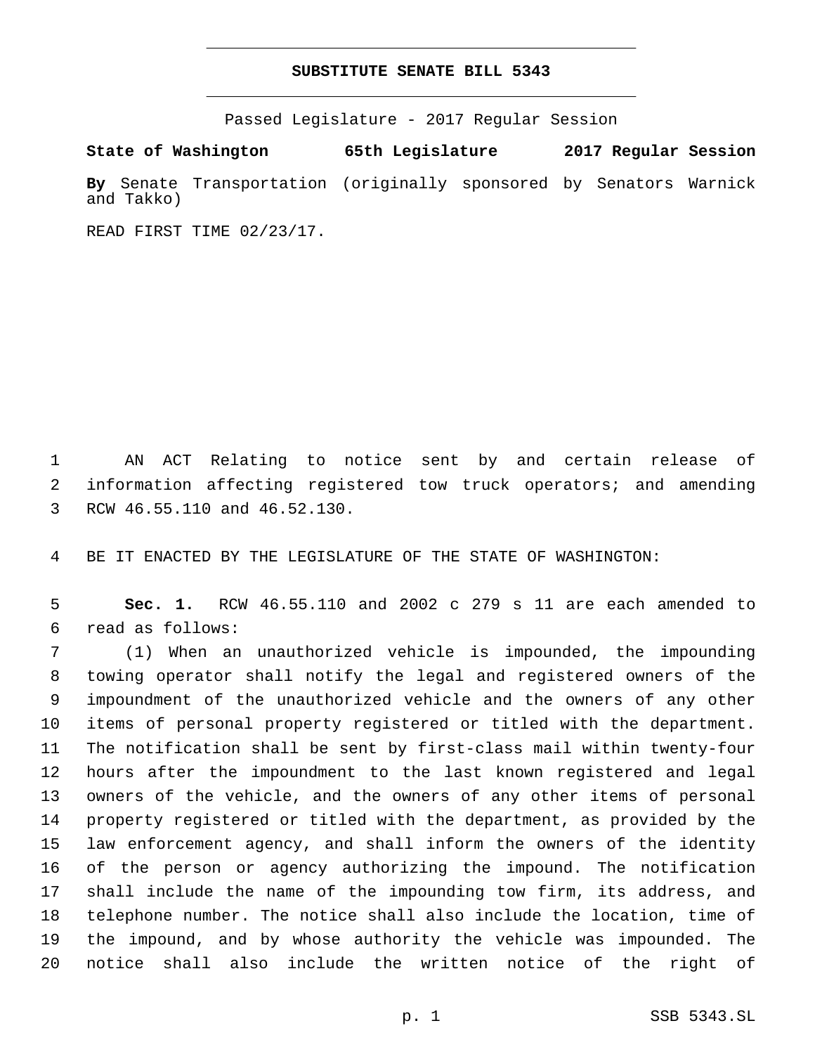# SUBSTITUTE SENATE BILL 5343

Passed Legislature - 2017 Regular Session

**State of Washington 65th Legislature 2017 Regular Session**

**By** Senate Transportation (originally sponsored by Senators Warnick and Takko)

READ FIRST TIME 02/23/17.

AN ACT Relating to notice sent by and certain release of information affecting registered tow truck operators; and amending RCW 46.55.110 and 46.52.130.

BE IT ENACTED BY THE LEGISLATURE OF THE STATE OF WASHINGTON:

**Sec. 1.** RCW 46.55.110 and 2002 c 279 s 11 are each amended to read as follows:

(1) When an unauthorized vehicle is impounded, the impounding towing operator shall notify the legal and registered owners of the impoundment of the unauthorized vehicle and the owners of any other items of personal property registered or titled with the department. The notification shall be sent by first-class mail within twenty-four hours after the impoundment to the last known registered and legal owners of the vehicle, and the owners of any other items of personal property registered or titled with the department, as provided by the law enforcement agency, and shall inform the owners of the identity of the person or agency authorizing the impound. The notification shall include the name of the impounding tow firm, its address, and telephone number. The notice shall also include the location, time of the impound, and by whose authority the vehicle was impounded. The notice shall also include the written notice of the right of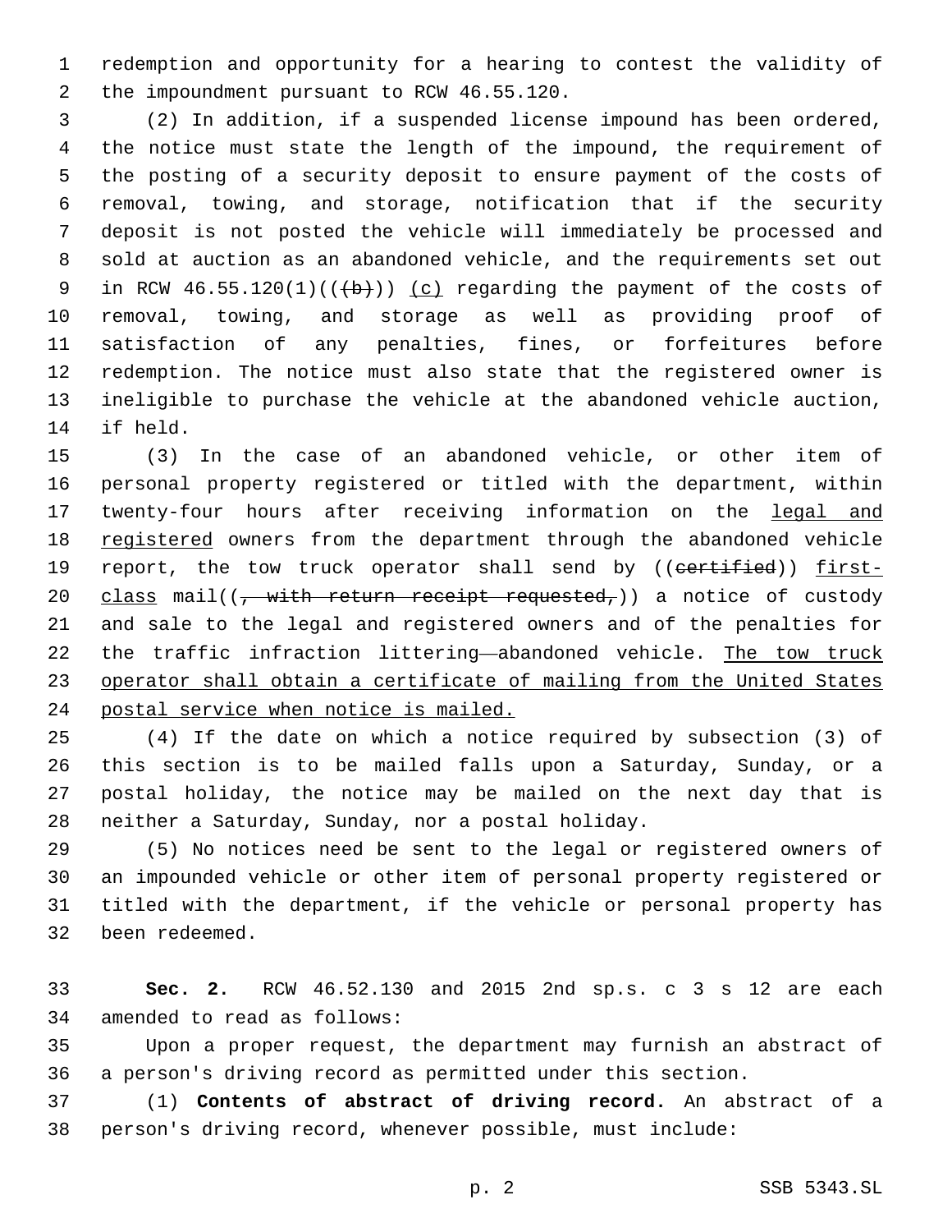redemption and opportunity for a hearing to contest the validity of the impoundment pursuant to RCW 46.55.120.

(2) In addition, if a suspended license impound has been ordered, the notice must state the length of the impound, the requirement of the posting of a security deposit to ensure payment of the costs of removal, towing, and storage, notification that if the security deposit is not posted the vehicle will immediately be processed and sold at auction as an abandoned vehicle, and the requirements set out in RCW 46.55.120(1)((~~(b)~~)) <u>(c)</u> regarding the payment of the costs of removal, towing, and storage as well as providing proof of satisfaction of any penalties, fines, or forfeitures before redemption. The notice must also state that the registered owner is ineligible to purchase the vehicle at the abandoned vehicle auction, if held.

(3) In the case of an abandoned vehicle, or other item of personal property registered or titled with the department, within twenty-four hours after receiving information on the <u>legal and registered</u> owners from the department through the abandoned vehicle report, the tow truck operator shall send by ((~~certified~~)) <u>first-class</u> mail((~~, with return receipt requested,~~)) a notice of custody and sale to the legal and registered owners and of the penalties for the traffic infraction littering—abandoned vehicle. <u>The tow truck operator shall obtain a certificate of mailing from the United States postal service when notice is mailed.</u>

(4) If the date on which a notice required by subsection (3) of this section is to be mailed falls upon a Saturday, Sunday, or a postal holiday, the notice may be mailed on the next day that is neither a Saturday, Sunday, nor a postal holiday.

(5) No notices need be sent to the legal or registered owners of an impounded vehicle or other item of personal property registered or titled with the department, if the vehicle or personal property has been redeemed.

**Sec. 2.** RCW 46.52.130 and 2015 2nd sp.s. c 3 s 12 are each amended to read as follows:

Upon a proper request, the department may furnish an abstract of a person's driving record as permitted under this section.

(1) **Contents of abstract of driving record.** An abstract of a person's driving record, whenever possible, must include: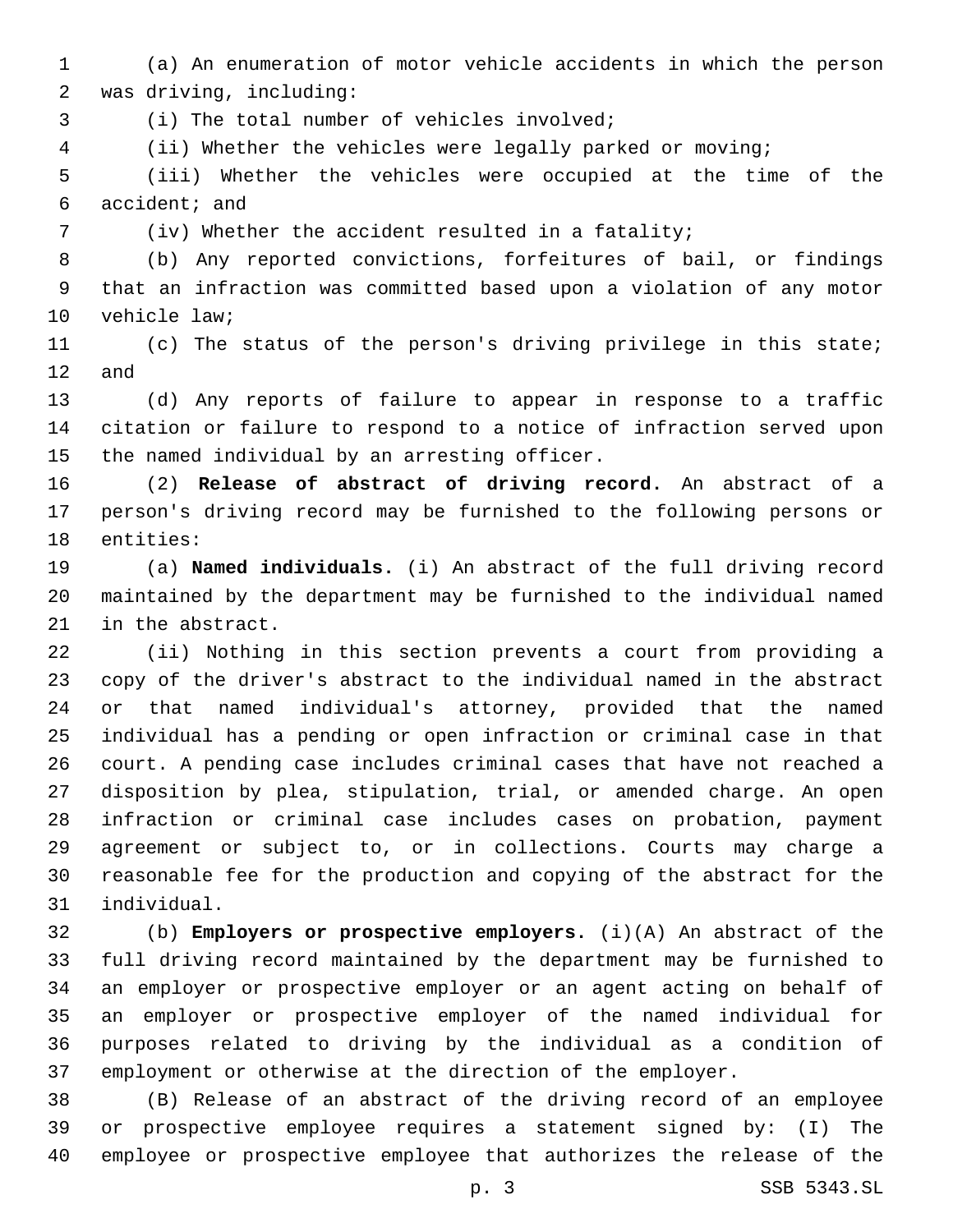(a) An enumeration of motor vehicle accidents in which the person was driving, including:

(i) The total number of vehicles involved;

(ii) Whether the vehicles were legally parked or moving;

(iii) Whether the vehicles were occupied at the time of the accident; and

(iv) Whether the accident resulted in a fatality;

(b) Any reported convictions, forfeitures of bail, or findings that an infraction was committed based upon a violation of any motor vehicle law;

(c) The status of the person's driving privilege in this state; and

(d) Any reports of failure to appear in response to a traffic citation or failure to respond to a notice of infraction served upon the named individual by an arresting officer.

(2) **Release of abstract of driving record.** An abstract of a person's driving record may be furnished to the following persons or entities:

(a) **Named individuals.** (i) An abstract of the full driving record maintained by the department may be furnished to the individual named in the abstract.

(ii) Nothing in this section prevents a court from providing a copy of the driver's abstract to the individual named in the abstract or that named individual's attorney, provided that the named individual has a pending or open infraction or criminal case in that court. A pending case includes criminal cases that have not reached a disposition by plea, stipulation, trial, or amended charge. An open infraction or criminal case includes cases on probation, payment agreement or subject to, or in collections. Courts may charge a reasonable fee for the production and copying of the abstract for the individual.

(b) **Employers or prospective employers.** (i)(A) An abstract of the full driving record maintained by the department may be furnished to an employer or prospective employer or an agent acting on behalf of an employer or prospective employer of the named individual for purposes related to driving by the individual as a condition of employment or otherwise at the direction of the employer.

(B) Release of an abstract of the driving record of an employee or prospective employee requires a statement signed by: (I) The employee or prospective employee that authorizes the release of the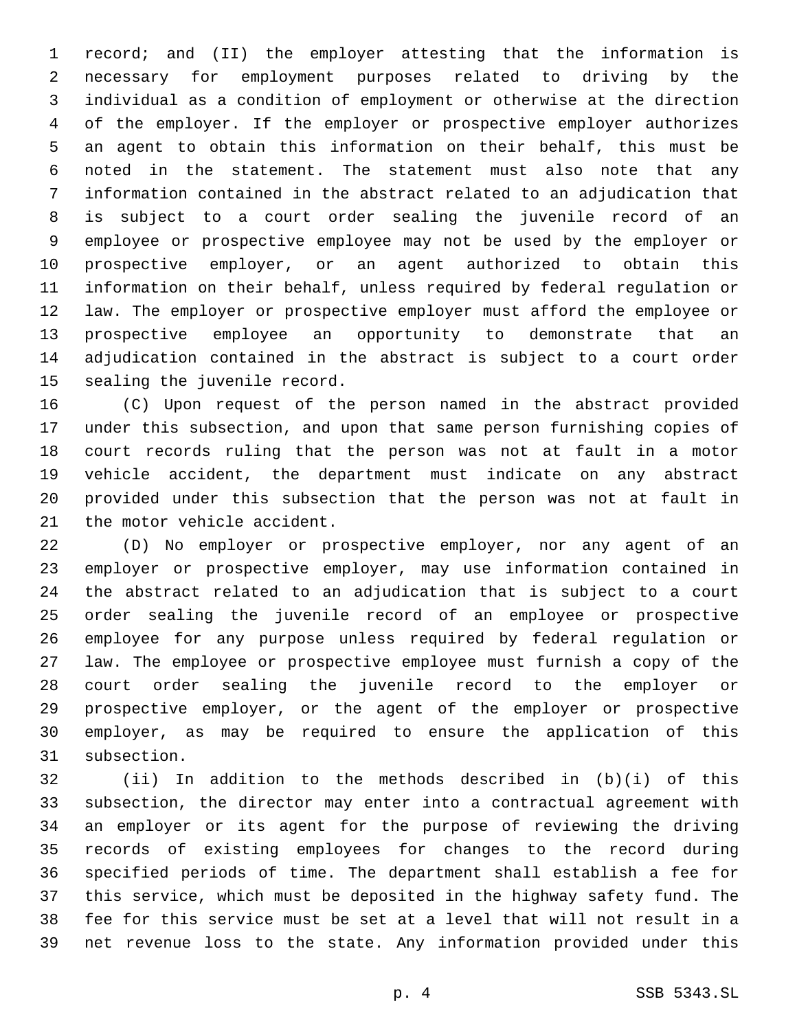record; and (II) the employer attesting that the information is necessary for employment purposes related to driving by the individual as a condition of employment or otherwise at the direction of the employer. If the employer or prospective employer authorizes an agent to obtain this information on their behalf, this must be noted in the statement. The statement must also note that any information contained in the abstract related to an adjudication that is subject to a court order sealing the juvenile record of an employee or prospective employee may not be used by the employer or prospective employer, or an agent authorized to obtain this information on their behalf, unless required by federal regulation or law. The employer or prospective employer must afford the employee or prospective employee an opportunity to demonstrate that an adjudication contained in the abstract is subject to a court order sealing the juvenile record.

(C) Upon request of the person named in the abstract provided under this subsection, and upon that same person furnishing copies of court records ruling that the person was not at fault in a motor vehicle accident, the department must indicate on any abstract provided under this subsection that the person was not at fault in the motor vehicle accident.

(D) No employer or prospective employer, nor any agent of an employer or prospective employer, may use information contained in the abstract related to an adjudication that is subject to a court order sealing the juvenile record of an employee or prospective employee for any purpose unless required by federal regulation or law. The employee or prospective employee must furnish a copy of the court order sealing the juvenile record to the employer or prospective employer, or the agent of the employer or prospective employer, as may be required to ensure the application of this subsection.

(ii) In addition to the methods described in (b)(i) of this subsection, the director may enter into a contractual agreement with an employer or its agent for the purpose of reviewing the driving records of existing employees for changes to the record during specified periods of time. The department shall establish a fee for this service, which must be deposited in the highway safety fund. The fee for this service must be set at a level that will not result in a net revenue loss to the state. Any information provided under this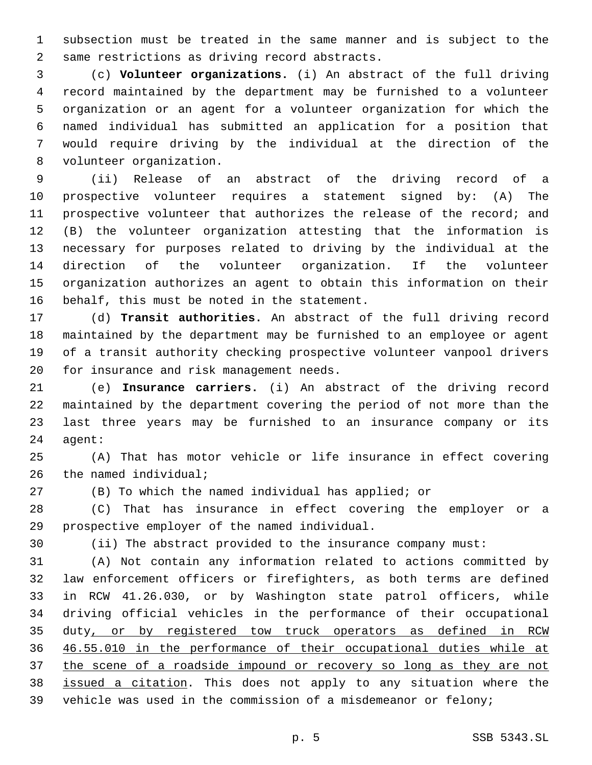subsection must be treated in the same manner and is subject to the same restrictions as driving record abstracts.

(c) **Volunteer organizations.** (i) An abstract of the full driving record maintained by the department may be furnished to a volunteer organization or an agent for a volunteer organization for which the named individual has submitted an application for a position that would require driving by the individual at the direction of the volunteer organization.

(ii) Release of an abstract of the driving record of a prospective volunteer requires a statement signed by: (A) The prospective volunteer that authorizes the release of the record; and (B) the volunteer organization attesting that the information is necessary for purposes related to driving by the individual at the direction of the volunteer organization. If the volunteer organization authorizes an agent to obtain this information on their behalf, this must be noted in the statement.

(d) **Transit authorities.** An abstract of the full driving record maintained by the department may be furnished to an employee or agent of a transit authority checking prospective volunteer vanpool drivers for insurance and risk management needs.

(e) **Insurance carriers.** (i) An abstract of the driving record maintained by the department covering the period of not more than the last three years may be furnished to an insurance company or its agent:

(A) That has motor vehicle or life insurance in effect covering the named individual;

(B) To which the named individual has applied; or

(C) That has insurance in effect covering the employer or a prospective employer of the named individual.

(ii) The abstract provided to the insurance company must:

(A) Not contain any information related to actions committed by law enforcement officers or firefighters, as both terms are defined in RCW 41.26.030, or by Washington state patrol officers, while driving official vehicles in the performance of their occupational duty<u>, or by registered tow truck operators as defined in RCW 46.55.010 in the performance of their occupational duties while at the scene of a roadside impound or recovery so long as they are not issued a citation</u>. This does not apply to any situation where the vehicle was used in the commission of a misdemeanor or felony;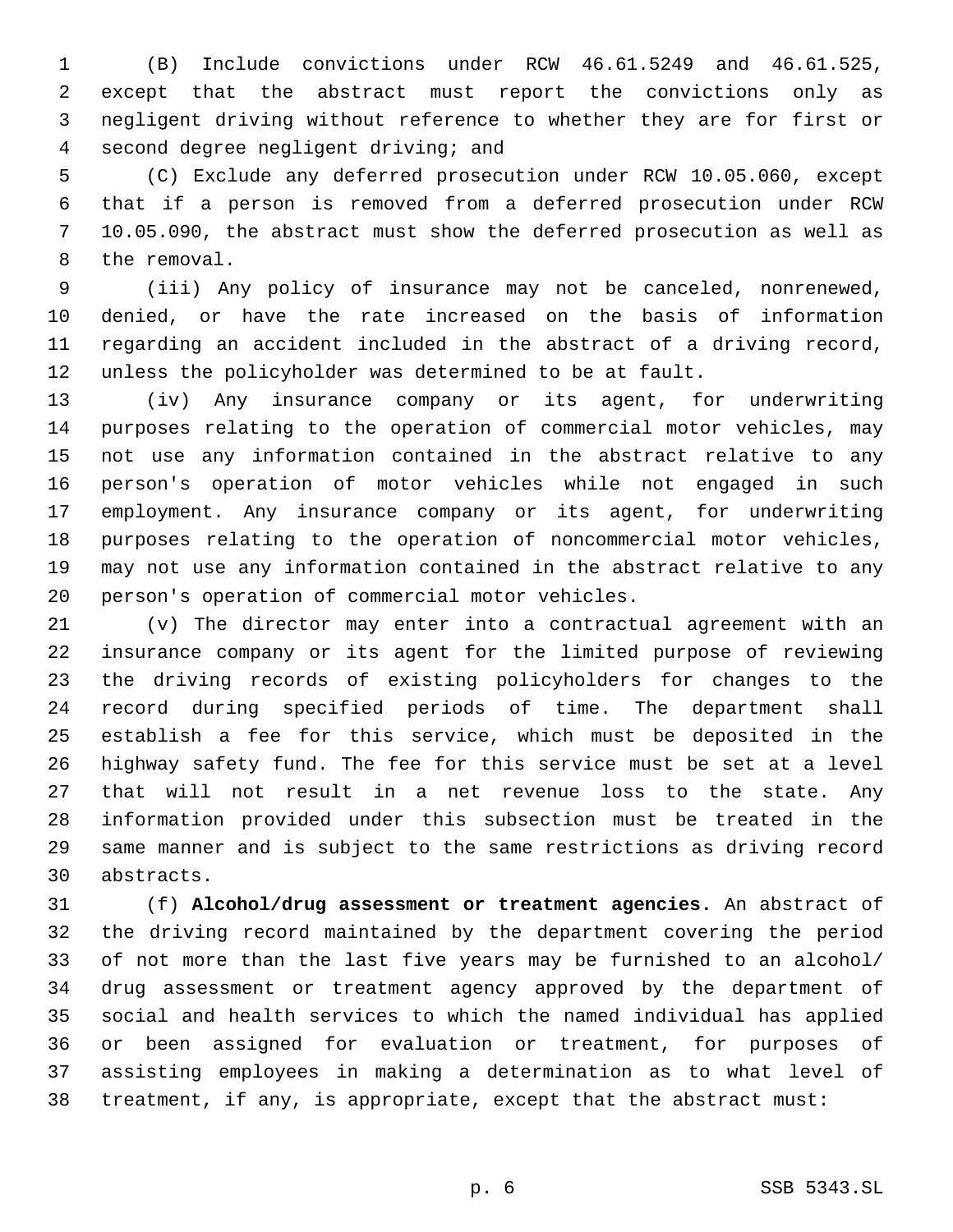(B) Include convictions under RCW 46.61.5249 and 46.61.525, except that the abstract must report the convictions only as negligent driving without reference to whether they are for first or second degree negligent driving; and

(C) Exclude any deferred prosecution under RCW 10.05.060, except that if a person is removed from a deferred prosecution under RCW 10.05.090, the abstract must show the deferred prosecution as well as the removal.

(iii) Any policy of insurance may not be canceled, nonrenewed, denied, or have the rate increased on the basis of information regarding an accident included in the abstract of a driving record, unless the policyholder was determined to be at fault.

(iv) Any insurance company or its agent, for underwriting purposes relating to the operation of commercial motor vehicles, may not use any information contained in the abstract relative to any person's operation of motor vehicles while not engaged in such employment. Any insurance company or its agent, for underwriting purposes relating to the operation of noncommercial motor vehicles, may not use any information contained in the abstract relative to any person's operation of commercial motor vehicles.

(v) The director may enter into a contractual agreement with an insurance company or its agent for the limited purpose of reviewing the driving records of existing policyholders for changes to the record during specified periods of time. The department shall establish a fee for this service, which must be deposited in the highway safety fund. The fee for this service must be set at a level that will not result in a net revenue loss to the state. Any information provided under this subsection must be treated in the same manner and is subject to the same restrictions as driving record abstracts.

(f) **Alcohol/drug assessment or treatment agencies.** An abstract of the driving record maintained by the department covering the period of not more than the last five years may be furnished to an alcohol/drug assessment or treatment agency approved by the department of social and health services to which the named individual has applied or been assigned for evaluation or treatment, for purposes of assisting employees in making a determination as to what level of treatment, if any, is appropriate, except that the abstract must: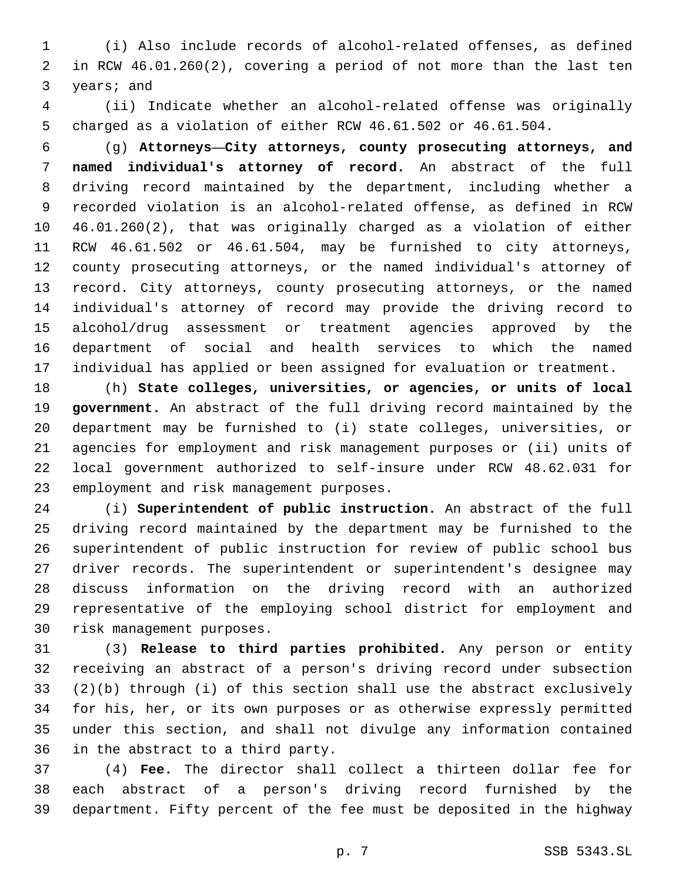(i) Also include records of alcohol-related offenses, as defined in RCW 46.01.260(2), covering a period of not more than the last ten years; and

(ii) Indicate whether an alcohol-related offense was originally charged as a violation of either RCW 46.61.502 or 46.61.504.

(g) **Attorneys—City attorneys, county prosecuting attorneys, and named individual's attorney of record.** An abstract of the full driving record maintained by the department, including whether a recorded violation is an alcohol-related offense, as defined in RCW 46.01.260(2), that was originally charged as a violation of either RCW 46.61.502 or 46.61.504, may be furnished to city attorneys, county prosecuting attorneys, or the named individual's attorney of record. City attorneys, county prosecuting attorneys, or the named individual's attorney of record may provide the driving record to alcohol/drug assessment or treatment agencies approved by the department of social and health services to which the named individual has applied or been assigned for evaluation or treatment.

(h) **State colleges, universities, or agencies, or units of local government.** An abstract of the full driving record maintained by the department may be furnished to (i) state colleges, universities, or agencies for employment and risk management purposes or (ii) units of local government authorized to self-insure under RCW 48.62.031 for employment and risk management purposes.

(i) **Superintendent of public instruction.** An abstract of the full driving record maintained by the department may be furnished to the superintendent of public instruction for review of public school bus driver records. The superintendent or superintendent's designee may discuss information on the driving record with an authorized representative of the employing school district for employment and risk management purposes.

(3) **Release to third parties prohibited.** Any person or entity receiving an abstract of a person's driving record under subsection (2)(b) through (i) of this section shall use the abstract exclusively for his, her, or its own purposes or as otherwise expressly permitted under this section, and shall not divulge any information contained in the abstract to a third party.

(4) **Fee.** The director shall collect a thirteen dollar fee for each abstract of a person's driving record furnished by the department. Fifty percent of the fee must be deposited in the highway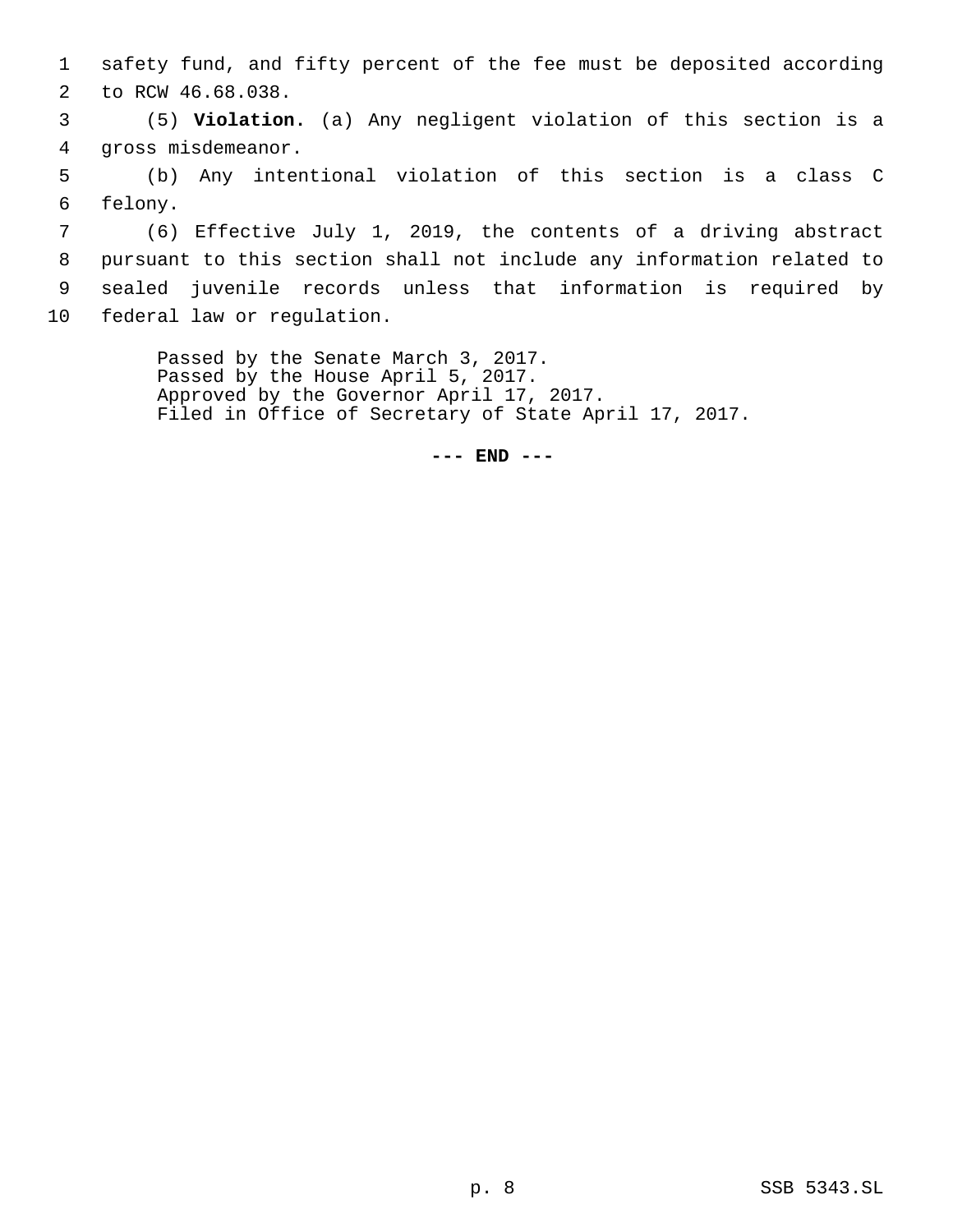safety fund, and fifty percent of the fee must be deposited according to RCW 46.68.038.

(5) **Violation.** (a) Any negligent violation of this section is a gross misdemeanor.

(b) Any intentional violation of this section is a class C felony.

(6) Effective July 1, 2019, the contents of a driving abstract pursuant to this section shall not include any information related to sealed juvenile records unless that information is required by federal law or regulation.

Passed by the Senate March 3, 2017.
Passed by the House April 5, 2017.
Approved by the Governor April 17, 2017.
Filed in Office of Secretary of State April 17, 2017.

**--- END ---**